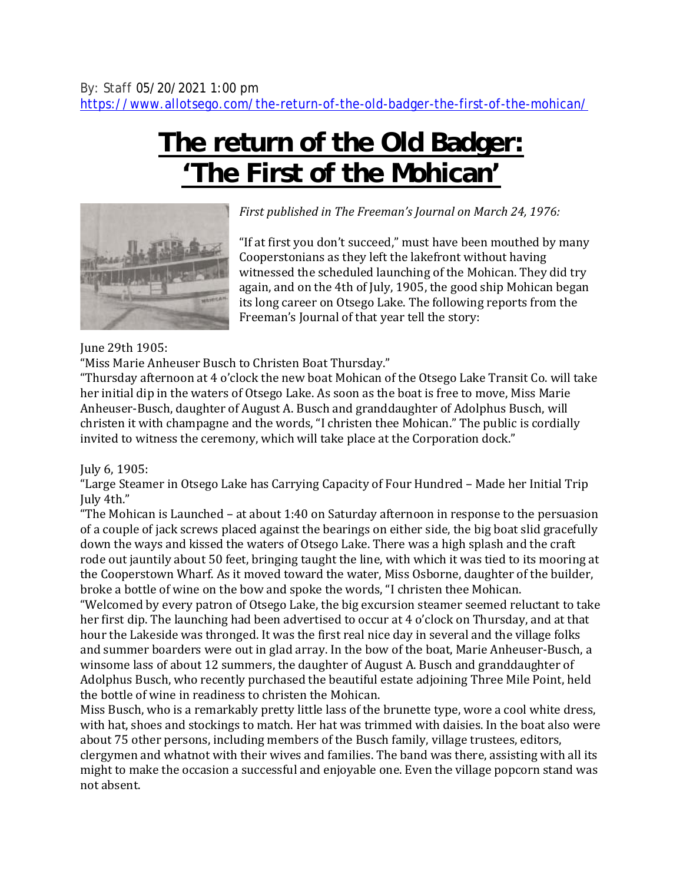By: Staff 05/20/2021 1:00 pm
https://www.allotsego.com/the-return-of-the-old-badger-the-first-of-the-mohican/

# The return of the Old Badger: 'The First of the Mohican'

*First published in The Freeman's Journal on March 24, 1976:*

"If at first you don't succeed," must have been mouthed by many Cooperstonians as they left the lakefront without having witnessed the scheduled launching of the Mohican. They did try again, and on the 4th of July, 1905, the good ship Mohican began its long career on Otsego Lake. The following reports from the Freeman's Journal of that year tell the story:

June 29th 1905:
"Miss Marie Anheuser Busch to Christen Boat Thursday."
"Thursday afternoon at 4 o'clock the new boat Mohican of the Otsego Lake Transit Co. will take her initial dip in the waters of Otsego Lake. As soon as the boat is free to move, Miss Marie Anheuser-Busch, daughter of August A. Busch and granddaughter of Adolphus Busch, will christen it with champagne and the words, "I christen thee Mohican." The public is cordially invited to witness the ceremony, which will take place at the Corporation dock."

July 6, 1905:
"Large Steamer in Otsego Lake has Carrying Capacity of Four Hundred – Made her Initial Trip July 4th."
"The Mohican is Launched – at about 1:40 on Saturday afternoon in response to the persuasion of a couple of jack screws placed against the bearings on either side, the big boat slid gracefully down the ways and kissed the waters of Otsego Lake. There was a high splash and the craft rode out jauntily about 50 feet, bringing taught the line, with which it was tied to its mooring at the Cooperstown Wharf. As it moved toward the water, Miss Osborne, daughter of the builder, broke a bottle of wine on the bow and spoke the words, "I christen thee Mohican.
"Welcomed by every patron of Otsego Lake, the big excursion steamer seemed reluctant to take her first dip. The launching had been advertised to occur at 4 o'clock on Thursday, and at that hour the Lakeside was thronged. It was the first real nice day in several and the village folks and summer boarders were out in glad array. In the bow of the boat, Marie Anheuser-Busch, a winsome lass of about 12 summers, the daughter of August A. Busch and granddaughter of Adolphus Busch, who recently purchased the beautiful estate adjoining Three Mile Point, held the bottle of wine in readiness to christen the Mohican.
Miss Busch, who is a remarkably pretty little lass of the brunette type, wore a cool white dress, with hat, shoes and stockings to match. Her hat was trimmed with daisies. In the boat also were about 75 other persons, including members of the Busch family, village trustees, editors, clergymen and whatnot with their wives and families. The band was there, assisting with all its might to make the occasion a successful and enjoyable one. Even the village popcorn stand was not absent.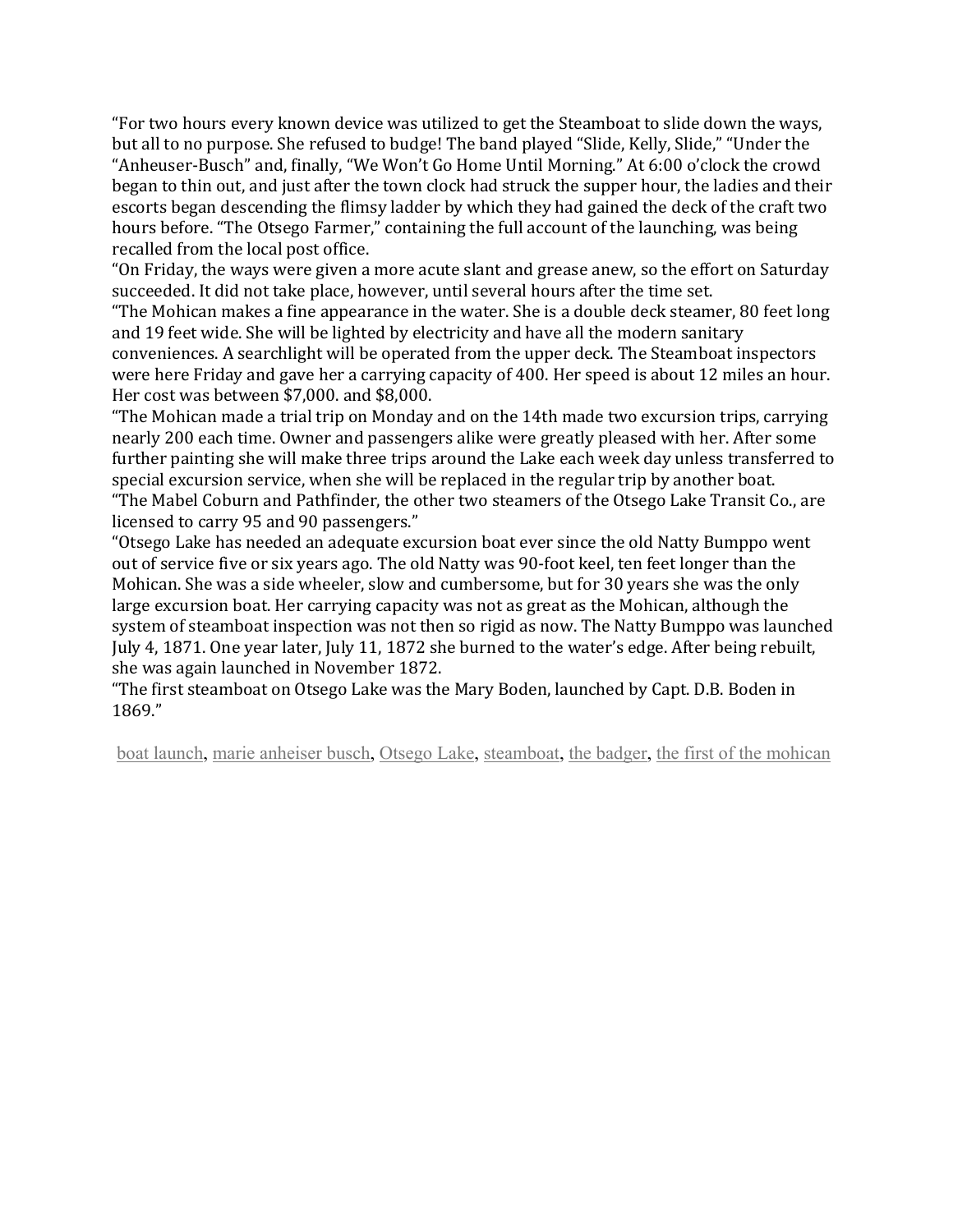"For two hours every known device was utilized to get the Steamboat to slide down the ways, but all to no purpose. She refused to budge! The band played "Slide, Kelly, Slide," "Under the "Anheuser-Busch" and, finally, "We Won't Go Home Until Morning." At 6:00 o'clock the crowd began to thin out, and just after the town clock had struck the supper hour, the ladies and their escorts began descending the flimsy ladder by which they had gained the deck of the craft two hours before. "The Otsego Farmer," containing the full account of the launching, was being recalled from the local post office.

"On Friday, the ways were given a more acute slant and grease anew, so the effort on Saturday succeeded. It did not take place, however, until several hours after the time set.

"The Mohican makes a fine appearance in the water. She is a double deck steamer, 80 feet long and 19 feet wide. She will be lighted by electricity and have all the modern sanitary conveniences. A searchlight will be operated from the upper deck. The Steamboat inspectors were here Friday and gave her a carrying capacity of 400. Her speed is about 12 miles an hour. Her cost was between $7,000. and $8,000.

"The Mohican made a trial trip on Monday and on the 14th made two excursion trips, carrying nearly 200 each time. Owner and passengers alike were greatly pleased with her. After some further painting she will make three trips around the Lake each week day unless transferred to special excursion service, when she will be replaced in the regular trip by another boat.

"The Mabel Coburn and Pathfinder, the other two steamers of the Otsego Lake Transit Co., are licensed to carry 95 and 90 passengers."

"Otsego Lake has needed an adequate excursion boat ever since the old Natty Bumppo went out of service five or six years ago. The old Natty was 90-foot keel, ten feet longer than the Mohican. She was a side wheeler, slow and cumbersome, but for 30 years she was the only large excursion boat. Her carrying capacity was not as great as the Mohican, although the system of steamboat inspection was not then so rigid as now. The Natty Bumppo was launched July 4, 1871. One year later, July 11, 1872 she burned to the water's edge. After being rebuilt, she was again launched in November 1872.

"The first steamboat on Otsego Lake was the Mary Boden, launched by Capt. D.B. Boden in 1869."

boat launch, marie anheiser busch, Otsego Lake, steamboat, the badger, the first of the mohican